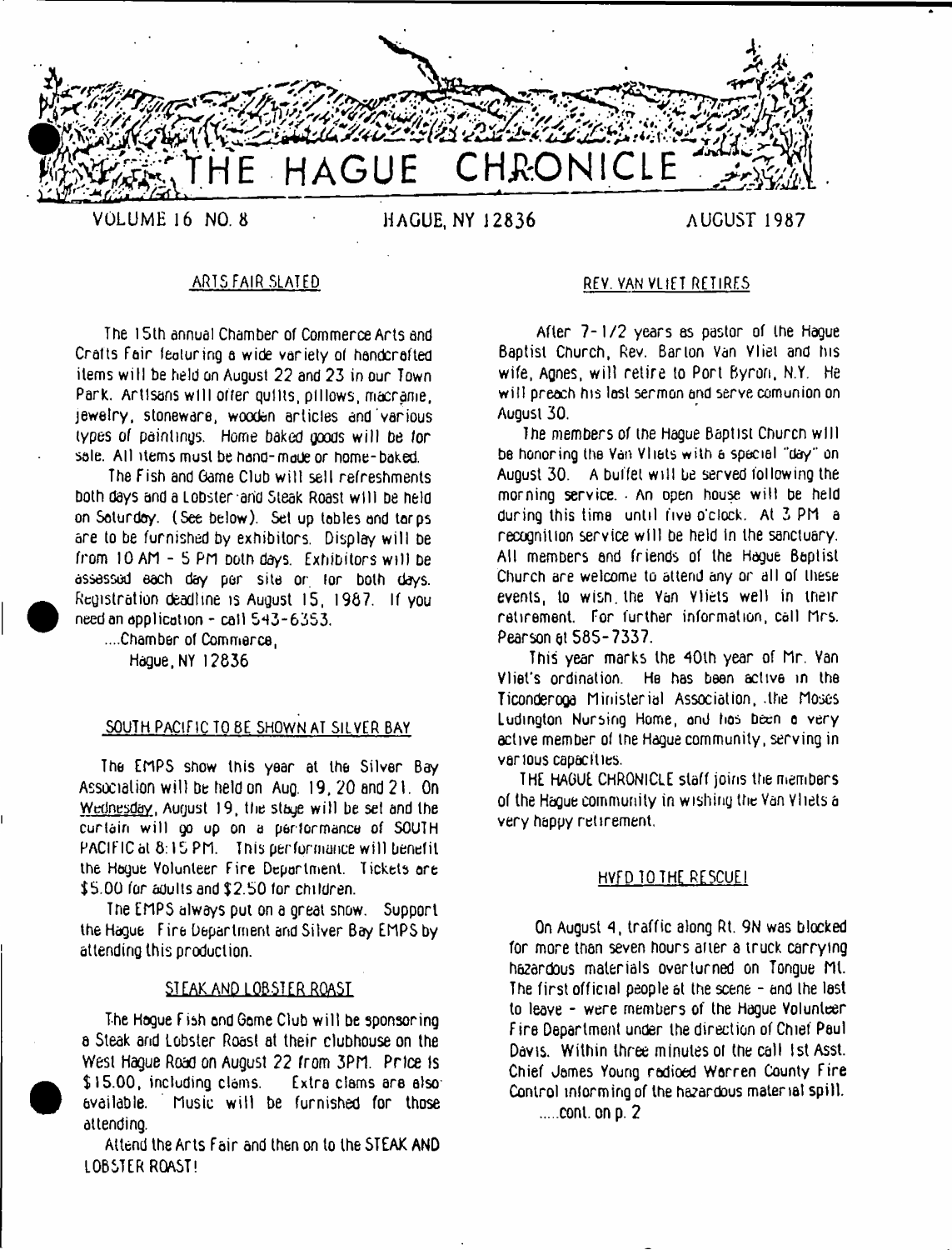# THE HAGUE CHRONICLE

VOLUME 16 NO. 8 HAGUE, NY 12836 AUGUST 1987

## ARTS FAIR SLATED

The 15th annual Chamber of Commerce Arts and Crafts Fair featuring a wide variety of handcrafted items will be held on August 22 and 23 in our Town Park. Artisans will offer quilts, pillows, macrame, jewelry, stoneware, wooden articles and various types of paintings. Home baked goods will be for sale. All items must be hand-made or home-baked.

The Fish and Game Club will sell refreshments both days and a Lobster and Steak Roast will be held on Saturday. (See below). Set up tables and tarps are to be furnished by exhibitors. Display will be from 10 AM - 5 PM both days. Exhibitors will be assessed each day per site or for both days. Registration deadline is August 15, 1987. If you need an application - call 543-6353.

....Chamber of Commerce,
Hague, NY 12836

## SOUTH PACIFIC TO BE SHOWN AT SILVER BAY

The EMPS show this year at the Silver Bay Association will be held on Aug. 19, 20 and 21. On Wednesday, August 19, the stage will be set and the curtain will go up on a performance of SOUTH PACIFIC at 8:15 PM. This performance will benefit the Hague Volunteer Fire Department. Tickets are $5.00 for adults and $2.50 for children.

The EMPS always put on a great show. Support the Hague Fire Department and Silver Bay EMPS by attending this production.

## STEAK AND LOBSTER ROAST

The Hague Fish and Game Club will be sponsoring a Steak and Lobster Roast at their clubhouse on the West Hague Road on August 22 from 3PM. Price is $15.00, including clams. Extra clams are also available. Music will be furnished for those attending.

Attend the Arts Fair and then on to the STEAK AND LOBSTER ROAST!

## REV. VAN VLIET RETIRES

After 7-1/2 years as pastor of the Hague Baptist Church, Rev. Barton Van Vliet and his wife, Agnes, will retire to Port Byron, N.Y. He will preach his last sermon and serve comunion on August 30.

The members of the Hague Baptist Church will be honoring the Van Vliets with a special "day" on August 30. A buffet will be served following the morning service. An open house will be held during this time until five o'clock. At 3 PM a recognition service will be held in the sanctuary. All members and friends of the Hague Baptist Church are welcome to attend any or all of these events, to wish the Van Vliets well in their retirement. For further information, call Mrs. Pearson at 585-7337.

This year marks the 40th year of Mr. Van Vliet's ordination. He has been active in the Ticonderoga Ministerial Association, the Moses Ludington Nursing Home, and has been a very active member of the Hague community, serving in various capacities.

THE HAGUE CHRONICLE staff joins the members of the Hague community in wishing the Van Vliets a very happy retirement.

## HVFD TO THE RESCUE!

On August 4, traffic along Rt. 9N was blocked for more than seven hours after a truck carrying hazardous materials overturned on Tongue Mt. The first official people at the scene - and the last to leave - were members of the Hague Volunteer Fire Department under the direction of Chief Paul Davis. Within three minutes of the call 1st Asst. Chief James Young radioed Warren County Fire Control informing of the hazardous material spill.

.....cont. on p. 2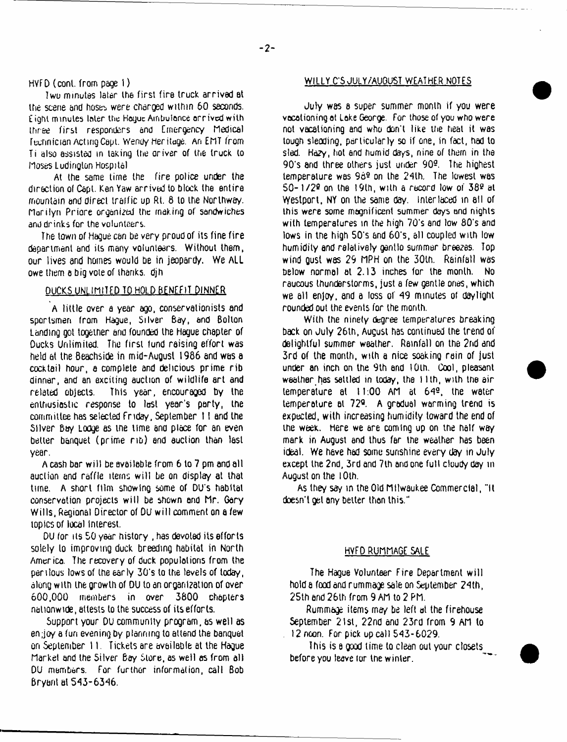HVFD (cont. from page 1)

Two minutes later the first fire truck arrived at the scene and hoses were charged within 60 seconds. Eight minutes later the Hague Ambulance arrived with three first responders and Emergency Medical Technician Acting Capt. Wendy Heritage. An EMT from Ti also assisted in taking the driver of the truck to Moses Ludington Hospital.

At the same time the fire police under the direction of Capt. Ken Yaw arrived to block the entire mountain and direct traffic up Rt. 8 to the Northway. Marilyn Priore organized the making of sandwiches and drinks for the volunteers.

The town of Hague can be very proud of its fine fire department and its many volunteers. Without them, our lives and homes would be in jeopardy. We ALL owe them a big vote of thanks. djh

## DUCKS UNLIMITED TO HOLD BENEFIT DINNER

A little over a year ago, conservationists and sportsmen from Hague, Silver Bay, and Bolton Landing got together and founded the Hague chapter of Ducks Unlimited. The first fund raising effort was held at the Beachside in mid-August 1986 and was a cocktail hour, a complete and delicious prime rib dinner, and an exciting auction of wildlife art and related objects. This year, encouraged by the enthusiastic response to last year's party, the committee has selected Friday, September 11 and the Silver Bay Lodge as the time and place for an even better banquet (prime rib) and auction than last year.

A cash bar will be available from 6 to 7 pm and all auction and raffle items will be on display at that time. A short film showing some of DU's habitat conservation projects will be shown and Mr. Gary Wills, Regional Director of DU will comment on a few topics of local interest.

DU for its 50 year history, has devoted its efforts solely to improving duck breeding habitat in North America. The recovery of duck populations from the perilous lows of the early 30's to the levels of today, along with the growth of DU to an organization of over 600,000 members in over 3800 chapters nationwide, attests to the success of its efforts.

Support your DU community program, as well as enjoy a fun evening by planning to attend the banquet on September 11. Tickets are available at the Hague Market and the Silver Bay Store, as well as from all DU members. For further information, call Bob Bryant at 543-6346.

## WILLY C'S JULY/AUGUST WEATHER NOTES

July was a super summer month if you were vacationing at Lake George. For those of you who were not vacationing and who don't like the heat it was tough sledding, particularly so if one, in fact, had to sled. Hazy, hot and humid days, nine of them in the 90's and three others just under 90º. The highest temperature was 98º on the 24th. The lowest was 50-1/2º on the 19th, with a record low of 38º at Westport, NY on the same day. Interlaced in all of this were some magnificent summer days and nights with temperatures in the high 70's and low 80's and lows in the high 50's and 60's, all coupled with low humidity and relatively gentle summer breezes. Top wind gust was 29 MPH on the 30th. Rainfall was below normal at 2.13 inches for the month. No raucous thunderstorms, just a few gentle ones, which we all enjoy, and a loss of 49 minutes of daylight rounded out the events for the month.

With the ninety degree temperatures breaking back on July 26th, August has continued the trend of delightful summer weather. Rainfall on the 2nd and 3rd of the month, with a nice soaking rain of just under an inch on the 9th and 10th. Cool, pleasant weather has settled in today, the 11th, with the air temperature at 11:00 AM at 64º, the water temperature at 72º. A gradual warming trend is expected, with increasing humidity toward the end of the week. Here we are coming up on the half way mark in August and thus far the weather has been ideal. We have had some sunshine every day in July except the 2nd, 3rd and 7th and one full cloudy day in August on the 10th.

As they say in the Old Milwaukee Commercial, "It doesn't get any better than this."

## HVFD RUMMAGE SALE

The Hague Volunteer Fire Department will hold a food and rummage sale on September 24th, 25th and 26th from 9 AM to 2 PM.

Rummage items may be left at the firehouse September 21st, 22nd and 23rd from 9 AM to 12 noon. For pick up call 543-6029.

This is a good time to clean out your closets before you leave for the winter.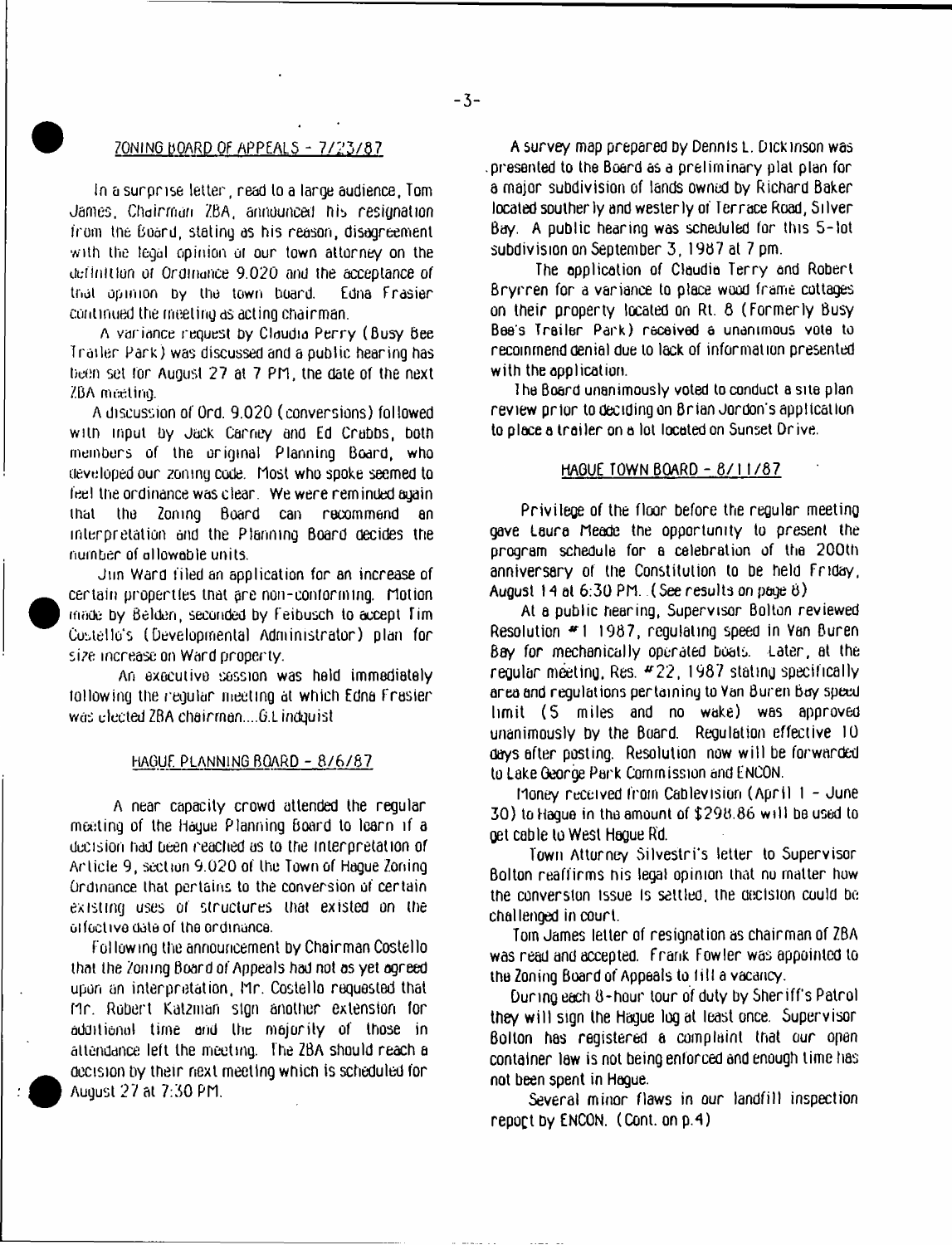## ZONING BOARD OF APPEALS - 7/23/87

In a surprise letter, read to a large audience, Tom James, Chairman ZBA, announced his resignation from the Board, stating as his reason, disagreement with the legal opinion of our town attorney on the definition of Ordinance 9.020 and the acceptance of that opinion by the town board. Edna Frasier continued the meeting as acting chairman.

A variance request by Claudia Perry (Busy Bee Trailer Park) was discussed and a public hearing has been set for August 27 at 7 PM, the date of the next ZBA meeting.

A discussion of Ord. 9.020 (conversions) followed with input by Jack Carney and Ed Crabbs, both members of the original Planning Board, who developed our zoning code. Most who spoke seemed to feel the ordinance was clear. We were reminded again that the Zoning Board can recommend an interpretation and the Planning Board decides the number of allowable units.

Jim Ward filed an application for an increase of certain properties that are non-conforming. Motion made by Belden, seconded by Feibusch to accept Tim Costello's (Developmental Administrator) plan for size increase on Ward property.

An executive session was held immediately following the regular meeting at which Edna Frasier was elected ZBA chairman....G.Lindquist

## HAGUE PLANNING BOARD - 8/6/87

A near capacity crowd attended the regular meeting of the Hague Planning Board to learn if a decision had been reached as to the interpretation of Article 9, section 9.020 of the Town of Hague Zoning Ordinance that pertains to the conversion of certain existing uses of structures that existed on the effective date of the ordinance.

Following the announcement by Chairman Costello that the Zoning Board of Appeals had not as yet agreed upon an interpretation, Mr. Costello requested that Mr. Robert Katzman sign another extension for additional time and the majority of those in attendance left the meeting. The ZBA should reach a decision by their next meeting which is scheduled for August 27 at 7:30 PM.

A survey map prepared by Dennis L. Dickinson was presented to the Board as a preliminary plat plan for a major subdivision of lands owned by Richard Baker located southerly and westerly of Terrace Road, Silver Bay. A public hearing was scheduled for this 5-lot subdivision on September 3, 1987 at 7 pm.

The application of Claudia Terry and Robert Bryrren for a variance to place wood frame cottages on their property located on Rt. 8 (Formerly Busy Bee's Trailer Park) received a unanimous vote to recommend denial due to lack of information presented with the application.

The Board unanimously voted to conduct a site plan review prior to deciding on Brian Jordon's application to place a trailer on a lot located on Sunset Drive.

## HAGUE TOWN BOARD - 8/11/87

Privilege of the floor before the regular meeting gave Laura Meade the opportunity to present the program schedule for a celebration of the 200th anniversary of the Constitution to be held Friday, August 14 at 6:30 PM. (See results on page 8)

At a public hearing, Supervisor Bolton reviewed Resolution #1 1987, regulating speed in Van Buren Bay for mechanically operated boats. Later, at the regular meeting, Res. #22, 1987 stating specifically area and regulations pertaining to Van Buren Bay speed limit (5 miles and no wake) was approved unanimously by the Board. Regulation effective 10 days after posting. Resolution now will be forwarded to Lake George Park Commission and ENCON.

Money received from Cablevision (April 1 - June 30) to Hague in the amount of $298.86 will be used to get cable to West Hague Rd.

Town Attorney Silvestri's letter to Supervisor Bolton reaffirms his legal opinion that no matter how the conversion issue is settled, the decision could be challenged in court.

Tom James letter of resignation as chairman of ZBA was read and accepted. Frank Fowler was appointed to the Zoning Board of Appeals to fill a vacancy.

During each 8-hour tour of duty by Sheriff's Patrol they will sign the Hague log at least once. Supervisor Bolton has registered a complaint that our open container law is not being enforced and enough time has not been spent in Hague.

Several minor flaws in our landfill inspection report by ENCON. (Cont. on p.4)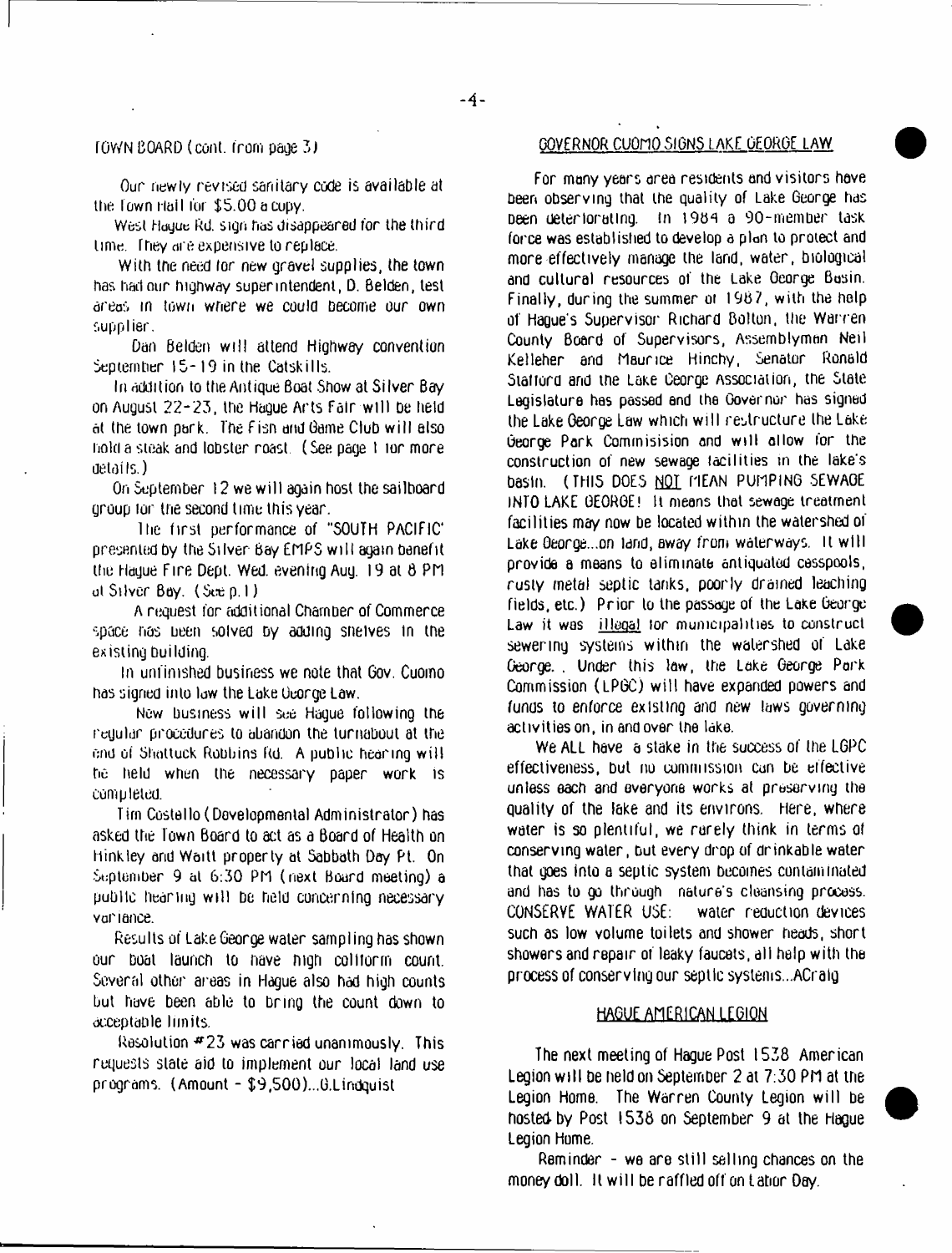TOWN BOARD (cont. from page 3)

Our newly revised sanitary code is available at the Town Hall for $5.00 a copy.

West Hague Rd. sign has disappeared for the third time. They are expensive to replace.

With the need for new gravel supplies, the town has had our highway superintendent, D. Belden, test areas in town where we could become our own supplier.

Dan Belden will attend Highway convention September 15-19 in the Catskills.

In addition to the Antique Boat Show at Silver Bay on August 22-23, the Hague Arts Fair will be held at the town park. The Fish and Game Club will also hold a steak and lobster roast. (See page 1 for more details.)

On September 12 we will again host the sailboard group for the second time this year.

The first performance of "SOUTH PACIFIC" presented by the Silver Bay EMPS will again benefit the Hague Fire Dept. Wed. evening Aug. 19 at 8 PM at Silver Bay. (See p.1)

A request for additional Chamber of Commerce space has been solved by adding shelves in the existing building.

In unfinished business we note that Gov. Cuomo has signed into law the Lake George Law.

New business will see Hague following the regular procedures to abandon the turnabout at the end of Shattuck Robbins Rd. A public hearing will be held when the necessary paper work is completed.

Tim Costello (Developmental Administrator) has asked the Town Board to act as a Board of Health on Hinkley and Waitt property at Sabbath Day Pt. On September 9 at 6:30 PM (next Board meeting) a public hearing will be held concerning necessary variance.

Results of Lake George water sampling has shown our boat launch to have high coliform count. Several other areas in Hague also had high counts but have been able to bring the count down to acceptable limits.

Resolution #23 was carried unanimously. This requests state aid to implement our local land use programs. (Amount - $9,500)...G.Lindquist

## GOVERNOR CUOMO SIGNS LAKE GEORGE LAW

For many years area residents and visitors have been observing that the quality of Lake George has been deteriorating. In 1984 a 90-member task force was established to develop a plan to protect and more effectively manage the land, water, biological and cultural resources of the Lake George Basin. Finally, during the summer of 1987, with the help of Hague's Supervisor Richard Bolton, the Warren County Board of Supervisors, Assemblyman Neil Kelleher and Maurice Hinchy, Senator Ronald Stafford and the Lake George Association, the State Legislature has passed and the Governor has signed the Lake George Law which will restructure the Lake George Park Commisision and will allow for the construction of new sewage facilities in the lake's basin. (THIS DOES NOT MEAN PUMPING SEWAGE INTO LAKE GEORGE! It means that sewage treatment facilities may now be located within the watershed of Lake George...on land, away from waterways. It will provide a means to eliminate antiquated cesspools, rusty metal septic tanks, poorly drained leaching fields, etc.) Prior to the passage of the Lake George Law it was illegal for municipalities to construct sewering systems within the watershed of Lake George. . Under this law, the Lake George Park Commission (LPGC) will have expanded powers and funds to enforce existing and new laws governing activities on, in and over the lake.

We ALL have a stake in the success of the LGPC effectiveness, but no commission can be effective unless each and everyone works at preserving the quality of the lake and its environs. Here, where water is so plentiful, we rarely think in terms of conserving water, but every drop of drinkable water that goes into a septic system becomes contaminated and has to go through nature's cleansing process. CONSERVE WATER USE: water reduction devices such as low volume toilets and shower heads, short showers and repair of leaky faucets, all help with the process of conserving our septic systems...ACraig

## HAGUE AMERICAN LEGION

The next meeting of Hague Post 1538 American Legion will be held on September 2 at 7:30 PM at the Legion Home. The Warren County Legion will be hosted by Post 1538 on September 9 at the Hague Legion Home.

Reminder - we are still selling chances on the money doll. It will be raffled off on Labor Day.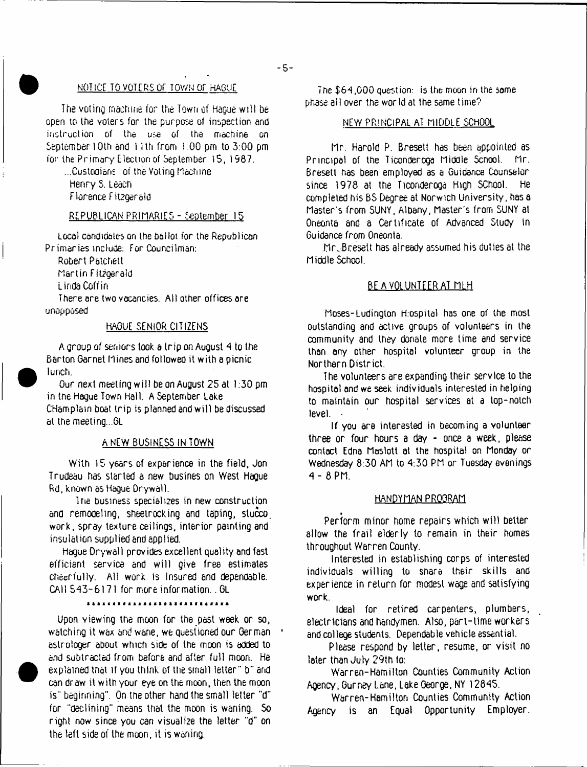## NOTICE TO VOTERS OF TOWN OF HAGUE

The voting machine for the Town of Hague will be open to the voters for the purpose of inspection and instruction of the use of the machine on September 10th and 11th from 1:00 pm to 3:00 pm for the Primary Election of September 15, 1987.

...Custodians of the Voting Machine
Henry S. Leach
Florence Fitzgerald

## REPUBLICAN PRIMARIES - September 15

Local candidates on the ballot for the Republican Primaries include: For Councilman:
Robert Patchett
Martin Fitzgerald
Linda Coffin

There are two vacancies. All other offices are unopposed

## HAGUE SENIOR CITIZENS

A group of seniors took a trip on August 4 to the Barton Garnet Mines and followed it with a picnic lunch.

Our next meeting will be on August 25 at 1:30 pm in the Hague Town Hall. A September Lake CHamplain boat trip is planned and will be discussed at the meeting...GL

## A NEW BUSINESS IN TOWN

With 15 years of experience in the field, Jon Trudeau has started a new busines on West Hague Rd, known as Hague Drywall.

The business specializes in new construction and remodeling, sheetrocking and taping, stucco work, spray texture ceilings, interior painting and insulation supplied and applied.

Hague Drywall provides excellent quality and fast efficient service and will give free estimates cheerfully. All work is insured and dependable. CAll 543-6171 for more information. . GL

\*\*\*\*\*\*\*\*\*\*\*\*\*\*\*\*\*\*\*\*\*\*\*\*\*\*\*\*

Upon viewing the moon for the past week or so, watching it wax and wane, we questioned our German astrologer about which side of the moon is added to and subtracted from before and after full moon. He explained that if you think of the small letter "b" and can draw it with your eye on the moon, then the moon is "beginning". On the other hand the small letter "d" for "declining" means that the moon is waning. So right now since you can visualize the letter "d" on the left side of the moon, it is waning.

The $64,000 question: is the moon in the same phase all over the world at the same time?

## NEW PRINCIPAL AT MIDDLE SCHOOL

Mr. Harold P. Bresett has been appointed as Principal of the Ticonderoga Middle School. Mr. Bresett has been employed as a Guidance Counselor since 1978 at the Ticonderoga High SChool. He completed his BS Degree at Norwich University, has a Master's from SUNY, Albany, Master's from SUNY at Oneonta and a Certificate of Advanced Study in Guidance from Oneonta.

Mr. Bresett has already assumed his duties at the Middle School.

## BE A VOLUNTEER AT MLH

Moses-Ludington Hospital has one of the most outstanding and active groups of volunteers in the community and they donate more time and service than any other hospital volunteer group in the Northern District.

The volunteers are expanding their service to the hospital and we seek individuals interested in helping to maintain our hospital services at a top-notch level.

If you are interested in becoming a volunteer three or four hours a day - once a week, please contact Edna Maslott at the hospital on Monday or Wednesday 8:30 AM to 4:30 PM or Tuesday evenings 4 - 8 PM.

## HANDYMAN PROGRAM

Perform minor home repairs which will better allow the frail elderly to remain in their homes throughout Warren County.

Interested in establishing corps of interested individuals willing to share their skills and experience in return for modest wage and satisfying work.

Ideal for retired carpenters, plumbers, electricians and handymen. Also, part-time workers and college students. Dependable vehicle essential.

Please respond by letter, resume, or visit no later than July 29th to:

Warren-Hamilton Counties Community Action Agency, Gurney Lane, Lake George, NY 12845.

Warren-Hamilton Counties Community Action Agency is an Equal Opportunity Employer.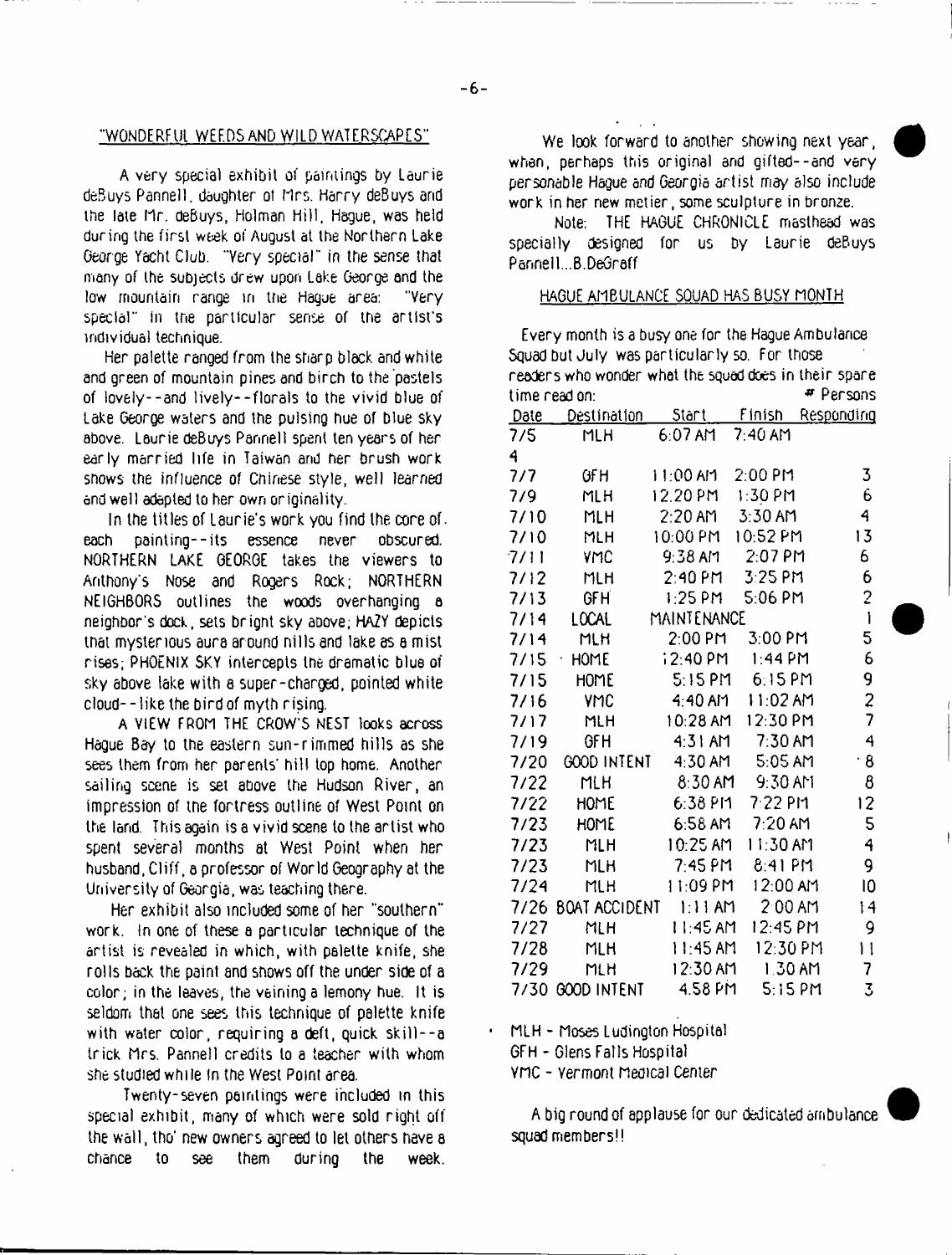## "WONDERFUL WEEDS AND WILD WATERSCAPES"

A very special exhibit of paintings by Laurie deBuys Pannell, daughter of Mrs. Harry deBuys and the late Mr. deBuys, Holman Hill, Hague, was held during the first week of August at the Northern Lake George Yacht Club. "Very special" in the sense that many of the subjects drew upon Lake George and the low mountain range in the Hague area: "Very special" in the particular sense of the artist's individual technique.

Her palette ranged from the sharp black and white and green of mountain pines and birch to the pastels of lovely--and lively--florals to the vivid blue of Lake George waters and the pulsing hue of blue sky above. Laurie deBuys Pannell spent ten years of her early married life in Taiwan and her brush work shows the influence of Chinese style, well learned and well adapted to her own originality.

In the titles of Laurie's work you find the core of each painting--its essence never obscured. NORTHERN LAKE GEORGE takes the viewers to Anthony's Nose and Rogers Rock; NORTHERN NEIGHBORS outlines the woods overhanging a neighbor's dock, sets bright sky above; HAZY depicts that mysterious aura around hills and lake as a mist rises; PHOENIX SKY intercepts the dramatic blue of sky above lake with a super-charged, pointed white cloud--like the bird of myth rising.

A VIEW FROM THE CROW'S NEST looks across Hague Bay to the eastern sun-rimmed hills as she sees them from her parents' hill top home. Another sailing scene is set above the Hudson River, an impression of the fortress outline of West Point on the land. This again is a vivid scene to the artist who spent several months at West Point when her husband, Cliff, a professor of World Geography at the University of Georgia, was teaching there.

Her exhibit also included some of her "southern" work. In one of these a particular technique of the artist is revealed in which, with palette knife, she rolls back the paint and shows off the under side of a color; in the leaves, the veining a lemony hue. It is seldom that one sees this technique of palette knife with water color, requiring a deft, quick skill--a trick Mrs. Pannell credits to a teacher with whom she studied while in the West Point area.

Twenty-seven paintings were included in this special exhibit, many of which were sold right off the wall, tho' new owners agreed to let others have a chance to see them during the week.

We look forward to another showing next year, when, perhaps this original and gifted--and very personable Hague and Georgia artist may also include work in her new metier, some sculpture in bronze.

Note: THE HAGUE CHRONICLE masthead was specially designed for us by Laurie deBuys Pannell...B.DeGraff

## HAGUE AMBULANCE SQUAD HAS BUSY MONTH

Every month is a busy one for the Hague Ambulance Squad but July was particularly so. For those readers who wonder what the squad does in their spare time read on:

| Date | Destination | Start | Finish | # Persons Responding |
|---|---|---|---|---|
| 7/5 | MLH | 6:07 AM | 7:40 AM | 4 |
| 7/7 | GFH | 11:00 AM | 2:00 PM | 3 |
| 7/9 | MLH | 12.20 PM | 1:30 PM | 6 |
| 7/10 | MLH | 2:20 AM | 3:30 AM | 4 |
| 7/10 | MLH | 10:00 PM | 10:52 PM | 13 |
| 7/11 | VMC | 9:38 AM | 2:07 PM | 6 |
| 7/12 | MLH | 2:40 PM | 3:25 PM | 6 |
| 7/13 | GFH | 1:25 PM | 5:06 PM | 2 |
| 7/14 | LOCAL | MAINTENANCE | | 1 |
| 7/14 | MLH | 2:00 PM | 3:00 PM | 5 |
| 7/15 | HOME | 12:40 PM | 1:44 PM | 6 |
| 7/15 | HOME | 5:15 PM | 6:15 PM | 9 |
| 7/16 | VMC | 4:40 AM | 11:02 AM | 2 |
| 7/17 | MLH | 10:28 AM | 12:30 PM | 7 |
| 7/19 | GFH | 4:31 AM | 7:30 AM | 4 |
| 7/20 | GOOD INTENT | 4:30 AM | 5:05 AM | 8 |
| 7/22 | MLH | 8:30 AM | 9:30 AM | 8 |
| 7/22 | HOME | 6:38 PM | 7:22 PM | 12 |
| 7/23 | HOME | 6:58 AM | 7:20 AM | 5 |
| 7/23 | MLH | 10:25 AM | 11:30 AM | 4 |
| 7/23 | MLH | 7:45 PM | 8:41 PM | 9 |
| 7/24 | MLH | 11:09 PM | 12:00 AM | 10 |
| 7/26 | BOAT ACCIDENT | 1:11 AM | 2:00 AM | 14 |
| 7/27 | MLH | 11:45 AM | 12:45 PM | 9 |
| 7/28 | MLH | 11:45 AM | 12:30 PM | 11 |
| 7/29 | MLH | 12:30 AM | 1:30 AM | 7 |
| 7/30 | GOOD INTENT | 4:58 PM | 5:15 PM | 3 |

MLH - Moses Ludington Hospital
GFH - Glens Falls Hospital
VMC - Vermont Medical Center

A big round of applause for our dedicated ambulance squad members!!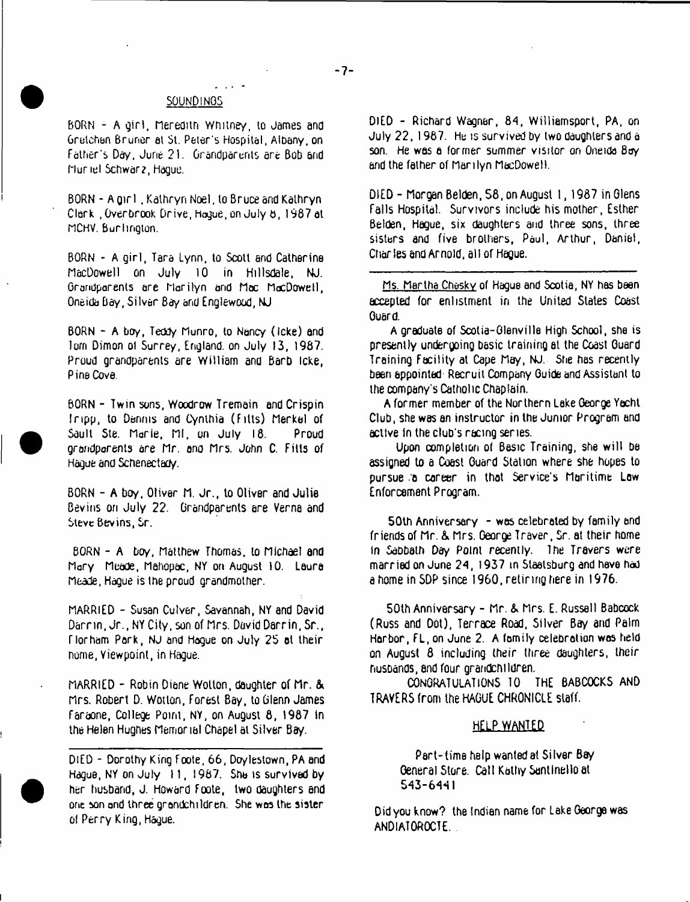## SOUNDINGS

BORN - A girl, Meredith Whitney, to James and Gretchen Bruner at St. Peter's Hospital, Albany, on Father's Day, June 21. Grandparents are Bob and Muriel Schwarz, Hague.

BORN - A girl, Kathryn Noel, to Bruce and Kathryn Clark, Overbrook Drive, Hague, on July 8, 1987 at MCHV. Burlington.

BORN - A girl, Tara Lynn, to Scott and Catherine MacDowell on July 10 in Hillsdale, NJ. Grandparents are Marilyn and Mac MacDowell, Oneida Bay, Silver Bay and Englewood, NJ

BORN - A boy, Teddy Munro, to Nancy (Icke) and Tom Dimon of Surrey, England. on July 13, 1987. Proud grandparents are William and Barb Icke, Pine Cove.

BORN - Twin sons, Woodrow Tremain and Crispin Tripp, to Dennis and Cynthia (Fitts) Merkel of Sault Ste. Marie, MI, on July 18. Proud grandparents are Mr. and Mrs. John C. Fitts of Hague and Schenectady.

BORN - A boy, Oliver M. Jr., to Oliver and Julie Bevins on July 22. Grandparents are Verna and Steve Bevins, Sr.

BORN - A boy, Matthew Thomas, to Michael and Mary Meade, Mahopac, NY on August 10. Laura Meade, Hague is the proud grandmother.

MARRIED - Susan Culver, Savannah, NY and David Darrin, Jr., NY City, son of Mrs. David Darrin, Sr., Florham Park, NJ and Hague on July 25 at their home, Viewpoint, in Hague.

MARRIED - Robin Diane Wotton, daughter of Mr. & Mrs. Robert D. Wotton, Forest Bay, to Glenn James Faraone, College Point, NY, on August 8, 1987 in the Helen Hughes Memorial Chapel at Silver Bay.

---

DIED - Dorothy King Foote, 66, Doylestown, PA and Hague, NY on July 11, 1987. She is survived by her husband, J. Howard Foote, two daughters and one son and three grandchildren. She was the sister of Perry King, Hague.

DIED - Richard Wagner, 84, Williamsport, PA, on July 22, 1987. He is survived by two daughters and a son. He was a former summer visitor on Oneida Bay and the father of Marilyn MacDowell.

DIED - Morgan Belden, 58, on August 1, 1987 in Glens Falls Hospital. Survivors include his mother, Esther Belden, Hague, six daughters and three sons, three sisters and five brothers, Paul, Arthur, Daniel, Charles and Arnold, all of Hague.

---

Ms. Martha Chesky of Hague and Scotia, NY has been accepted for enlistment in the United States Coast Guard.

A graduate of Scotia-Glenville High School, she is presently undergoing basic training at the Coast Guard Training Facility at Cape May, NJ. She has recently been appointed Recruit Company Guide and Assistant to the company's Catholic Chaplain.

A former member of the Northern Lake George Yacht Club, she was an instructor in the Junior Program and active in the club's racing series.

Upon completion of Basic Training, she will be assigned to a Coast Guard Station where she hopes to pursue a career in that Service's Maritime Law Enforcement Program.

50th Anniversary - was celebrated by family and friends of Mr. & Mrs. George Traver, Sr. at their home in Sabbath Day Point recently. The Travers were married on June 24, 1937 in Staatsburg and have had a home in SDP since 1960, retiring here in 1976.

50th Anniversary - Mr. & Mrs. E. Russell Babcock (Russ and Dot), Terrace Road, Silver Bay and Palm Harbor, FL, on June 2. A family celebration was held on August 8 including their three daughters, their husbands, and four grandchildren.

CONGRATULATIONS TO THE BABCOCKS AND TRAVERS from the HAGUE CHRONICLE staff.

## HELP WANTED

Part-time help wanted at Silver Bay General Store. Call Kathy Santinello at 543-6441

Did you know? the Indian name for Lake George was ANDIATOROCTE.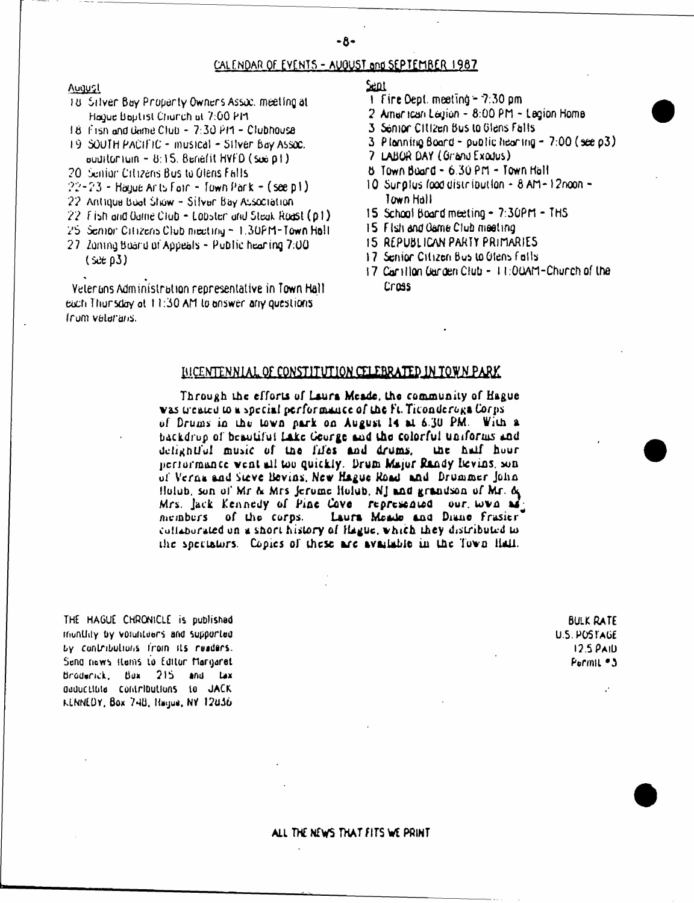## CALENDAR OF EVENTS - AUGUST and SEPTEMBER 1987

**August**

- 18 Silver Bay Property Owners Assoc. meeting at Hague Baptist Church at 7:00 PM
- 18 Fish and Game Club - 7:30 PM - Clubhouse
- 19 SOUTH PACIFIC - musical - Silver Bay Assoc. auditorium - 8:15. Benefit HVFD (see p1)
- 20 Senior Citizens Bus to Glens Falls
- 22-23 - Hague Arts Fair - Town Park - (see p1)
- 22 Antique Boat Show - Silver Bay Association
- 22 Fish and Game Club - Lobster and Steak Roast (p1)
- 25 Senior Citizens Club meeting - 1:30PM-Town Hall
- 27 Zoning Board of Appeals - Public hearing 7:00 (see p3)

Veterans Administration representative in Town Hall each Thursday at 11:30 AM to answer any questions from veterans.

**Sept**

- 1 Fire Dept. meeting - 7:30 pm
- 2 American Legion - 8:00 PM - Legion Home
- 3 Senior Citizen Bus to Glens Falls
- 3 Planning Board - public hearing - 7:00 (see p3)
- 7 LABOR DAY (Grand Exodus)
- 8 Town Board - 6:30 PM - Town Hall
- 10 Surplus food distribution - 8 AM-12noon - Town Hall
- 15 School Board meeting - 7:30PM - THS
- 15 Fish and Game Club meeting
- 15 REPUBLICAN PARTY PRIMARIES
- 17 Senior Citizen Bus to Glens Falls
- 17 Carillon Garden Club - 11:00AM-Church of the Cross

## BICENTENNIAL OF CONSTITUTION CELEBRATED IN TOWN PARK

Through the efforts of Laura Meade, the community of Hague was treated to a special performance of the Ft. Ticonderoga Corps of Drums in the town park on August 14 at 6:30 PM. With a backdrop of beautiful Lake George and the colorful uniforms and delightful music of the fifes and drums, the half hour performance went all too quickly. Drum Major Randy Bevins, son of Verna and Steve Bevins, New Hague Road and Drummer John Holub, son of Mr & Mrs Jerome Holub, NJ and grandson of Mr. & Mrs. Jack Kennedy of Pine Cove represented our town as members of the corps. Laura Meade and Diane Frasier collaborated on a short history of Hague, which they distributed to the spectators. Copies of these are available in the Town Hall.

THE HAGUE CHRONICLE is published monthly by volunteers and supported by contributions from its readers. Send news items to Editor Margaret Broderick, Box 215 and tax deductible contributions to JACK KENNEDY, Box 748, Hague, NY 12836

BULK RATE
U.S. POSTAGE
12.5 PAID
Permit #3

ALL THE NEWS THAT FITS WE PRINT